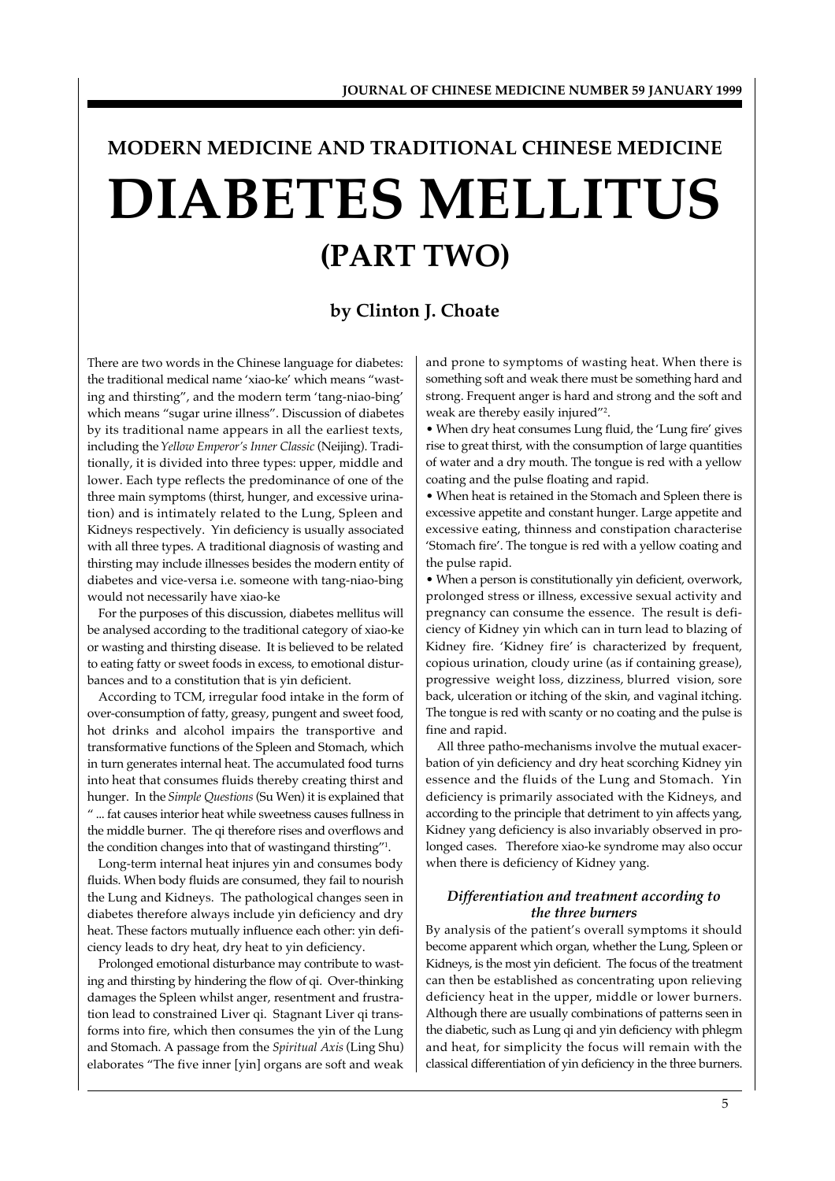## MODERN MEDICINE AND TRADITIONAL CHINESE MEDICINE

# DIABETES MELLITUS (PART TWO)

### by Clinton J. Choate

There are two words in the Chinese language for diabetes: the traditional medical name 'xiao-ke' which means "wasting and thirsting", and the modern term 'tang-niao-bing' which means "sugar urine illness". Discussion of diabetes by its traditional name appears in all the earliest texts, including the *Yellow Emperor's Inner Classic* (Neijing). Traditionally, it is divided into three types: upper, middle and lower. Each type reflects the predominance of one of the three main symptoms (thirst, hunger, and excessive urination) and is intimately related to the Lung, Spleen and Kidneys respectively. Yin deficiency is usually associated with all three types. A traditional diagnosis of wasting and thirsting may include illnesses besides the modern entity of diabetes and vice-versa i.e. someone with tang-niao-bing would not necessarily have xiao-ke

For the purposes of this discussion, diabetes mellitus will be analysed according to the traditional category of xiao-ke or wasting and thirsting disease. It is believed to be related to eating fatty or sweet foods in excess, to emotional disturbances and to a constitution that is yin deficient.

According to TCM, irregular food intake in the form of over-consumption of fatty, greasy, pungent and sweet food, hot drinks and alcohol impairs the transportive and transformative functions of the Spleen and Stomach, which in turn generates internal heat. The accumulated food turns into heat that consumes fluids thereby creating thirst and hunger. In the *Simple Questions* (Su Wen) it is explained that " ... fat causes interior heat while sweetness causes fullness in the middle burner. The qi therefore rises and overflows and the condition changes into that of wastingand thirsting"[1].

Long-term internal heat injures yin and consumes body fluids. When body fluids are consumed, they fail to nourish the Lung and Kidneys. The pathological changes seen in diabetes therefore always include yin deficiency and dry heat. These factors mutually influence each other: yin deficiency leads to dry heat, dry heat to yin deficiency.

Prolonged emotional disturbance may contribute to wasting and thirsting by hindering the flow of qi. Over-thinking damages the Spleen whilst anger, resentment and frustration lead to constrained Liver qi. Stagnant Liver qi transforms into fire, which then consumes the yin of the Lung and Stomach. A passage from the *Spiritual Axis* (Ling Shu) elaborates "The five inner [yin] organs are soft and weak and prone to symptoms of wasting heat. When there is something soft and weak there must be something hard and strong. Frequent anger is hard and strong and the soft and weak are thereby easily injured"[2].

- When dry heat consumes Lung fluid, the 'Lung fire' gives rise to great thirst, with the consumption of large quantities of water and a dry mouth. The tongue is red with a yellow coating and the pulse floating and rapid.
- When heat is retained in the Stomach and Spleen there is excessive appetite and constant hunger. Large appetite and excessive eating, thinness and constipation characterise 'Stomach fire'. The tongue is red with a yellow coating and the pulse rapid.
- When a person is constitutionally yin deficient, overwork, prolonged stress or illness, excessive sexual activity and pregnancy can consume the essence. The result is deficiency of Kidney yin which can in turn lead to blazing of Kidney fire. 'Kidney fire' is characterized by frequent, copious urination, cloudy urine (as if containing grease), progressive weight loss, dizziness, blurred vision, sore back, ulceration or itching of the skin, and vaginal itching. The tongue is red with scanty or no coating and the pulse is fine and rapid.

All three patho-mechanisms involve the mutual exacerbation of yin deficiency and dry heat scorching Kidney yin essence and the fluids of the Lung and Stomach. Yin deficiency is primarily associated with the Kidneys, and according to the principle that detriment to yin affects yang, Kidney yang deficiency is also invariably observed in prolonged cases. Therefore xiao-ke syndrome may also occur when there is deficiency of Kidney yang.

#### *Differentiation and treatment according to the three burners*

By analysis of the patient's overall symptoms it should become apparent which organ, whether the Lung, Spleen or Kidneys, is the most yin deficient. The focus of the treatment can then be established as concentrating upon relieving deficiency heat in the upper, middle or lower burners. Although there are usually combinations of patterns seen in the diabetic, such as Lung qi and yin deficiency with phlegm and heat, for simplicity the focus will remain with the classical differentiation of yin deficiency in the three burners.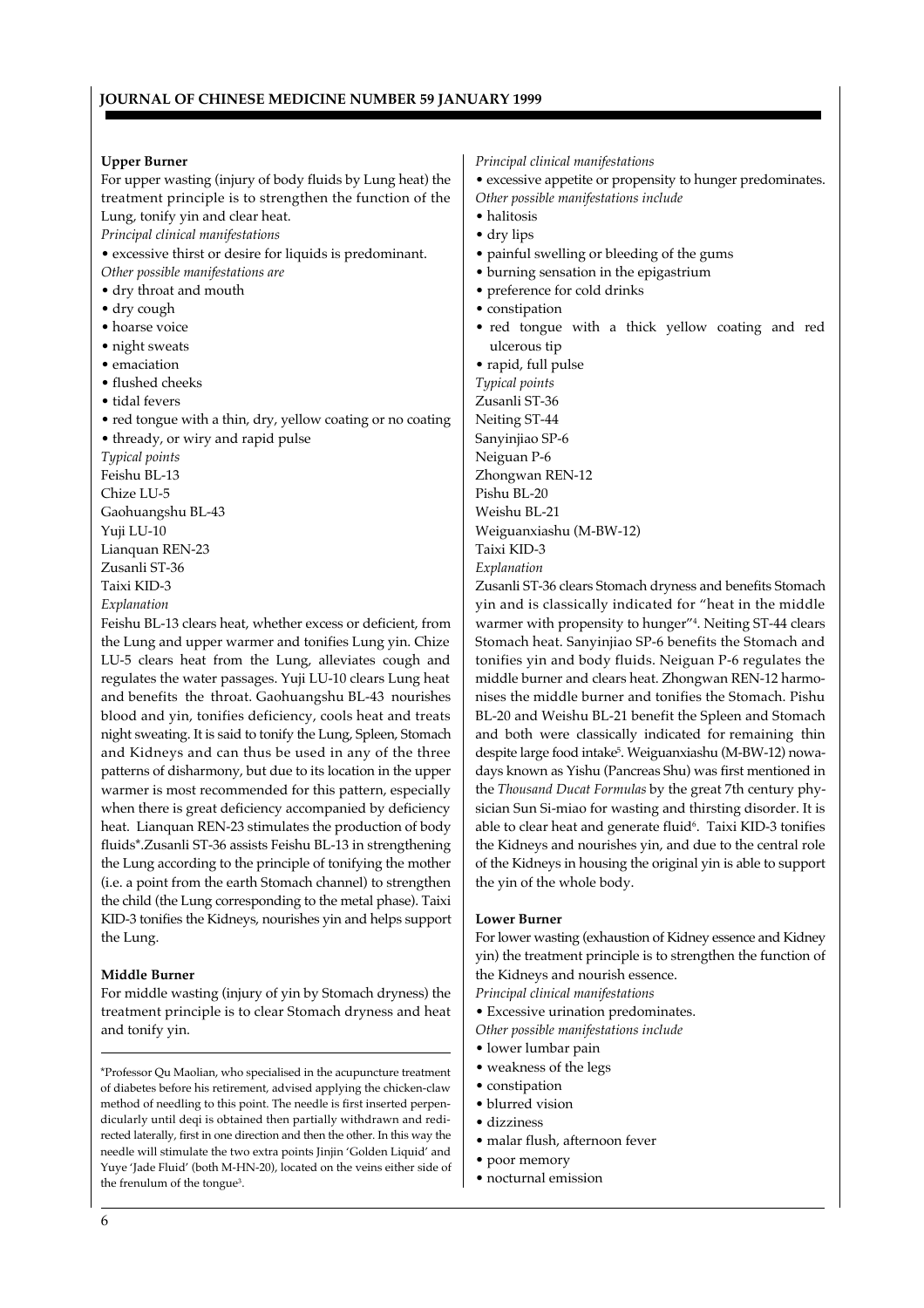**Upper Burner**

For upper wasting (injury of body fluids by Lung heat) the treatment principle is to strengthen the function of the Lung, tonify yin and clear heat.

*Principal clinical manifestations*

- excessive thirst or desire for liquids is predominant.

*Other possible manifestations are*

- dry throat and mouth
- dry cough
- hoarse voice
- night sweats
- emaciation
- flushed cheeks
- tidal fevers
- red tongue with a thin, dry, yellow coating or no coating
- thready, or wiry and rapid pulse

*Typical points*

Feishu BL-13
Chize LU-5
Gaohuangshu BL-43
Yuji LU-10
Lianquan REN-23
Zusanli ST-36
Taixi KID-3

*Explanation*

Feishu BL-13 clears heat, whether excess or deficient, from the Lung and upper warmer and tonifies Lung yin. Chize LU-5 clears heat from the Lung, alleviates cough and regulates the water passages. Yuji LU-10 clears Lung heat and benefits the throat. Gaohuangshu BL-43 nourishes blood and yin, tonifies deficiency, cools heat and treats night sweating. It is said to tonify the Lung, Spleen, Stomach and Kidneys and can thus be used in any of the three patterns of disharmony, but due to its location in the upper warmer is most recommended for this pattern, especially when there is great deficiency accompanied by deficiency heat. Lianquan REN-23 stimulates the production of body fluids*. Zusanli ST-36 assists Feishu BL-13 in strengthening the Lung according to the principle of tonifying the mother (i.e. a point from the earth Stomach channel) to strengthen the child (the Lung corresponding to the metal phase). Taixi KID-3 tonifies the Kidneys, nourishes yin and helps support the Lung.

**Middle Burner**

For middle wasting (injury of yin by Stomach dryness) the treatment principle is to clear Stomach dryness and heat and tonify yin.

*Principal clinical manifestations*

- excessive appetite or propensity to hunger predominates.

*Other possible manifestations include*

- halitosis
- dry lips
- painful swelling or bleeding of the gums
- burning sensation in the epigastrium
- preference for cold drinks
- constipation
- red tongue with a thick yellow coating and red ulcerous tip
- rapid, full pulse

*Typical points*

Zusanli ST-36
Neiting ST-44
Sanyinjiao SP-6
Neiguan P-6
Zhongwan REN-12
Pishu BL-20
Weishu BL-21
Weiguanxiashu (M-BW-12)
Taixi KID-3

*Explanation*

Zusanli ST-36 clears Stomach dryness and benefits Stomach yin and is classically indicated for "heat in the middle warmer with propensity to hunger"[4]. Neiting ST-44 clears Stomach heat. Sanyinjiao SP-6 benefits the Stomach and tonifies yin and body fluids. Neiguan P-6 regulates the middle burner and clears heat. Zhongwan REN-12 harmonises the middle burner and tonifies the Stomach. Pishu BL-20 and Weishu BL-21 benefit the Spleen and Stomach and both were classically indicated for remaining thin despite large food intake[5]. Weiguanxiashu (M-BW-12) nowadays known as Yishu (Pancreas Shu) was first mentioned in the *Thousand Ducat Formulas* by the great 7th century physician Sun Si-miao for wasting and thirsting disorder. It is able to clear heat and generate fluid[6]. Taixi KID-3 tonifies the Kidneys and nourishes yin, and due to the central role of the Kidneys in housing the original yin is able to support the yin of the whole body.

**Lower Burner**

For lower wasting (exhaustion of Kidney essence and Kidney yin) the treatment principle is to strengthen the function of the Kidneys and nourish essence.

*Principal clinical manifestations*

- Excessive urination predominates.

*Other possible manifestations include*

- lower lumbar pain
- weakness of the legs
- constipation
- blurred vision
- dizziness
- malar flush, afternoon fever
- poor memory
- nocturnal emission

---

*Professor Qu Maolian, who specialised in the acupuncture treatment of diabetes before his retirement, advised applying the chicken-claw method of needling to this point. The needle is first inserted perpendicularly until deqi is obtained then partially withdrawn and redirected laterally, first in one direction and then the other. In this way the needle will stimulate the two extra points Jinjin 'Golden Liquid' and Yuye 'Jade Fluid' (both M-HN-20), located on the veins either side of the frenulum of the tongue[3].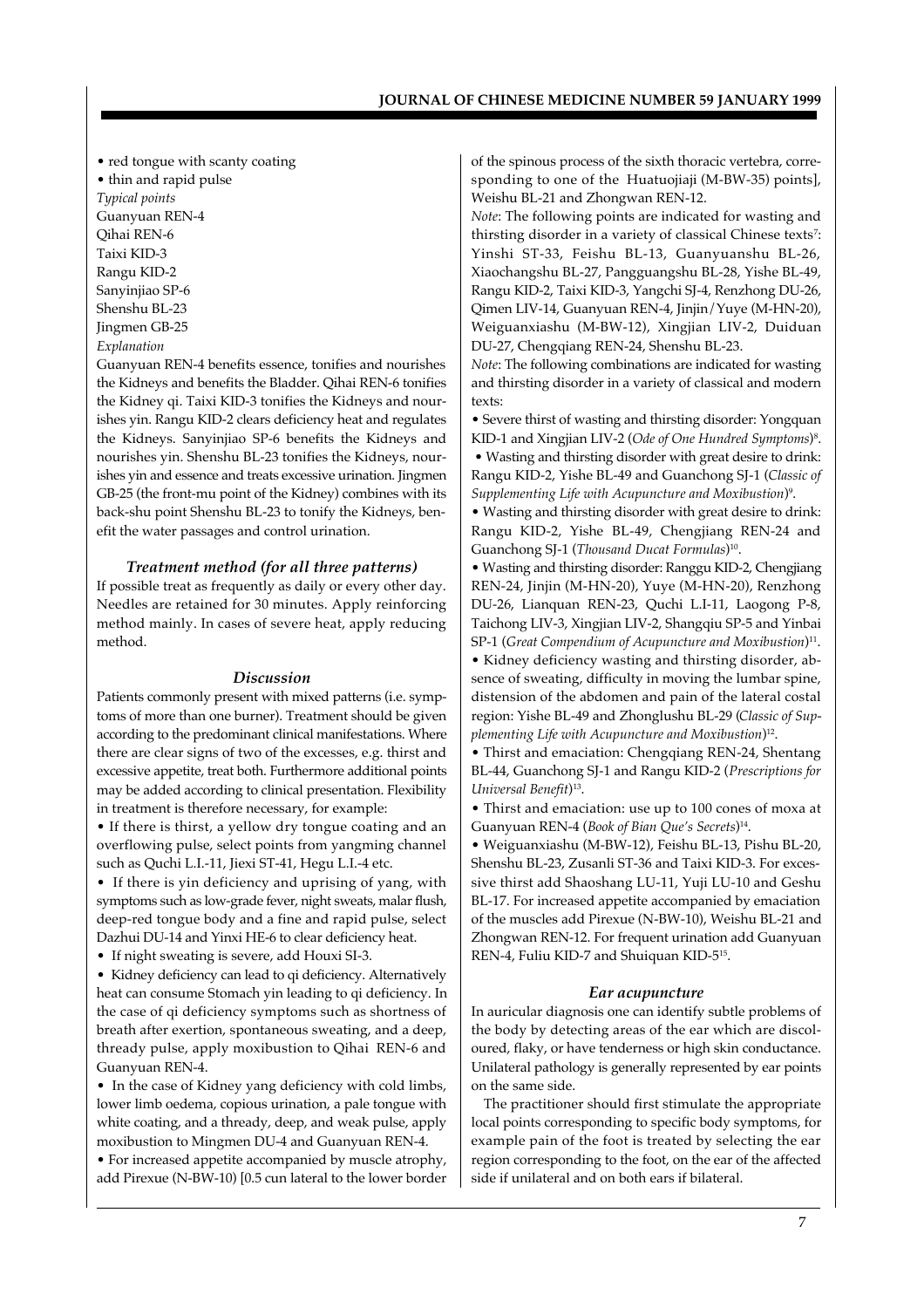• red tongue with scanty coating
• thin and rapid pulse

*Typical points*

Guanyuan REN-4
Qihai REN-6
Taixi KID-3
Rangu KID-2
Sanyinjiao SP-6
Shenshu BL-23
Jingmen GB-25

*Explanation*

Guanyuan REN-4 benefits essence, tonifies and nourishes the Kidneys and benefits the Bladder. Qihai REN-6 tonifies the Kidney qi. Taixi KID-3 tonifies the Kidneys and nourishes yin. Rangu KID-2 clears deficiency heat and regulates the Kidneys. Sanyinjiao SP-6 benefits the Kidneys and nourishes yin. Shenshu BL-23 tonifies the Kidneys, nourishes yin and essence and treats excessive urination. Jingmen GB-25 (the front-mu point of the Kidney) combines with its back-shu point Shenshu BL-23 to tonify the Kidneys, benefit the water passages and control urination.

### *Treatment method (for all three patterns)*

If possible treat as frequently as daily or every other day. Needles are retained for 30 minutes. Apply reinforcing method mainly. In cases of severe heat, apply reducing method.

### *Discussion*

Patients commonly present with mixed patterns (i.e. symptoms of more than one burner). Treatment should be given according to the predominant clinical manifestations. Where there are clear signs of two of the excesses, e.g. thirst and excessive appetite, treat both. Furthermore additional points may be added according to clinical presentation. Flexibility in treatment is therefore necessary, for example:

• If there is thirst, a yellow dry tongue coating and an overflowing pulse, select points from yangming channel such as Quchi L.I.-11, Jiexi ST-41, Hegu L.I.-4 etc.

• If there is yin deficiency and uprising of yang, with symptoms such as low-grade fever, night sweats, malar flush, deep-red tongue body and a fine and rapid pulse, select Dazhui DU-14 and Yinxi HE-6 to clear deficiency heat.

• If night sweating is severe, add Houxi SI-3.

• Kidney deficiency can lead to qi deficiency. Alternatively heat can consume Stomach yin leading to qi deficiency. In the case of qi deficiency symptoms such as shortness of breath after exertion, spontaneous sweating, and a deep, thready pulse, apply moxibustion to Qihai REN-6 and Guanyuan REN-4.

• In the case of Kidney yang deficiency with cold limbs, lower limb oedema, copious urination, a pale tongue with white coating, and a thready, deep, and weak pulse, apply moxibustion to Mingmen DU-4 and Guanyuan REN-4.

• For increased appetite accompanied by muscle atrophy, add Pirexue (N-BW-10) [0.5 cun lateral to the lower border of the spinous process of the sixth thoracic vertebra, corresponding to one of the Huatuojiaji (M-BW-35) points], Weishu BL-21 and Zhongwan REN-12.

*Note*: The following points are indicated for wasting and thirsting disorder in a variety of classical Chinese texts[7]: Yinshi ST-33, Feishu BL-13, Guanyuanshu BL-26, Xiaochangshu BL-27, Pangguangshu BL-28, Yishe BL-49, Rangu KID-2, Taixi KID-3, Yangchi SJ-4, Renzhong DU-26, Qimen LIV-14, Guanyuan REN-4, Jinjin/Yuye (M-HN-20), Weiguanxiashu (M-BW-12), Xingjian LIV-2, Duiduan DU-27, Chengqiang REN-24, Shenshu BL-23.

*Note*: The following combinations are indicated for wasting and thirsting disorder in a variety of classical and modern texts:

• Severe thirst of wasting and thirsting disorder: Yongquan KID-1 and Xingjian LIV-2 (*Ode of One Hundred Symptoms*)[8].

• Wasting and thirsting disorder with great desire to drink: Rangu KID-2, Yishe BL-49 and Guanchong SJ-1 (*Classic of Supplementing Life with Acupuncture and Moxibustion*)[9].

• Wasting and thirsting disorder with great desire to drink: Rangu KID-2, Yishe BL-49, Chengjiang REN-24 and Guanchong SJ-1 (*Thousand Ducat Formulas*)[10].

• Wasting and thirsting disorder: Ranggu KID-2, Chengjiang REN-24, Jinjin (M-HN-20), Yuye (M-HN-20), Renzhong DU-26, Lianquan REN-23, Quchi L.I-11, Laogong P-8, Taichong LIV-3, Xingjian LIV-2, Shangqiu SP-5 and Yinbai SP-1 (*Great Compendium of Acupuncture and Moxibustion*)[11].

• Kidney deficiency wasting and thirsting disorder, absence of sweating, difficulty in moving the lumbar spine, distension of the abdomen and pain of the lateral costal region: Yishe BL-49 and Zhonglushu BL-29 (*Classic of Supplementing Life with Acupuncture and Moxibustion*)[12].

• Thirst and emaciation: Chengqiang REN-24, Shentang BL-44, Guanchong SJ-1 and Rangu KID-2 (*Prescriptions for Universal Benefit*)[13].

• Thirst and emaciation: use up to 100 cones of moxa at Guanyuan REN-4 (*Book of Bian Que's Secrets*)[14].

• Weiguanxiashu (M-BW-12), Feishu BL-13, Pishu BL-20, Shenshu BL-23, Zusanli ST-36 and Taixi KID-3. For excessive thirst add Shaoshang LU-11, Yuji LU-10 and Geshu BL-17. For increased appetite accompanied by emaciation of the muscles add Pirexue (N-BW-10), Weishu BL-21 and Zhongwan REN-12. For frequent urination add Guanyuan REN-4, Fuliu KID-7 and Shuiquan KID-5[15].

### *Ear acupuncture*

In auricular diagnosis one can identify subtle problems of the body by detecting areas of the ear which are discoloured, flaky, or have tenderness or high skin conductance. Unilateral pathology is generally represented by ear points on the same side.

The practitioner should first stimulate the appropriate local points corresponding to specific body symptoms, for example pain of the foot is treated by selecting the ear region corresponding to the foot, on the ear of the affected side if unilateral and on both ears if bilateral.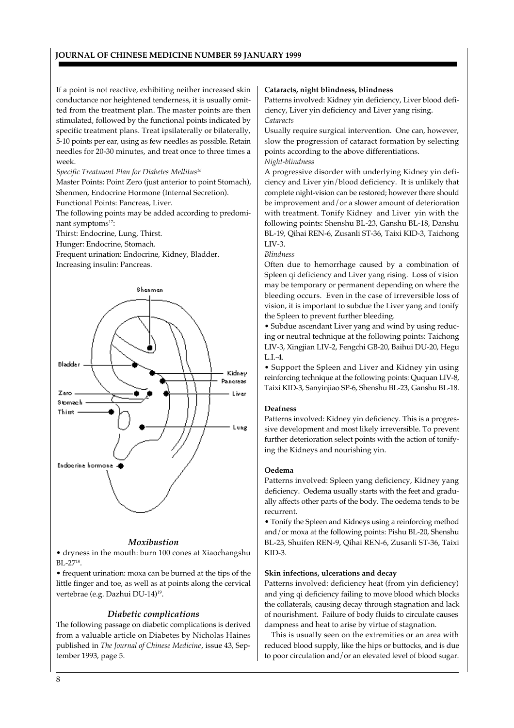If a point is not reactive, exhibiting neither increased skin conductance nor heightened tenderness, it is usually omitted from the treatment plan. The master points are then stimulated, followed by the functional points indicated by specific treatment plans. Treat ipsilaterally or bilaterally, 5-10 points per ear, using as few needles as possible. Retain needles for 20-30 minutes, and treat once to three times a week.

*Specific Treatment Plan for Diabetes Mellitus*[16]

Master Points: Point Zero (just anterior to point Stomach), Shenmen, Endocrine Hormone (Internal Secretion).

Functional Points: Pancreas, Liver.

The following points may be added according to predominant symptoms[17]:

Thirst: Endocrine, Lung, Thirst.

Hunger: Endocrine, Stomach.

Frequent urination: Endocrine, Kidney, Bladder.

Increasing insulin: Pancreas.

### *Moxibustion*

- dryness in the mouth: burn 100 cones at Xiaochangshu BL-27[18].
- frequent urination: moxa can be burned at the tips of the little finger and toe, as well as at points along the cervical vertebrae (e.g. Dazhui DU-14)[19].

### *Diabetic complications*

The following passage on diabetic complications is derived from a valuable article on Diabetes by Nicholas Haines published in *The Journal of Chinese Medicine*, issue 43, September 1993, page 5.

**Cataracts, night blindness, blindness**

Patterns involved: Kidney yin deficiency, Liver blood deficiency, Liver yin deficiency and Liver yang rising.

*Cataracts*

Usually require surgical intervention. One can, however, slow the progression of cataract formation by selecting points according to the above differentiations.

*Night-blindness*

A progressive disorder with underlying Kidney yin deficiency and Liver yin/blood deficiency. It is unlikely that complete night-vision can be restored; however there should be improvement and/or a slower amount of deterioration with treatment. Tonify Kidney and Liver yin with the following points: Shenshu BL-23, Ganshu BL-18, Danshu BL-19, Qihai REN-6, Zusanli ST-36, Taixi KID-3, Taichong LIV-3.

*Blindness*

Often due to hemorrhage caused by a combination of Spleen qi deficiency and Liver yang rising. Loss of vision may be temporary or permanent depending on where the bleeding occurs. Even in the case of irreversible loss of vision, it is important to subdue the Liver yang and tonify the Spleen to prevent further bleeding.

- Subdue ascendant Liver yang and wind by using reducing or neutral technique at the following points: Taichong LIV-3, Xingjian LIV-2, Fengchi GB-20, Baihui DU-20, Hegu L.I.-4.
- Support the Spleen and Liver and Kidney yin using reinforcing technique at the following points: Ququan LIV-8, Taixi KID-3, Sanyinjiao SP-6, Shenshu BL-23, Ganshu BL-18.

**Deafness**

Patterns involved: Kidney yin deficiency. This is a progressive development and most likely irreversible. To prevent further deterioration select points with the action of tonifying the Kidneys and nourishing yin.

**Oedema**

Patterns involved: Spleen yang deficiency, Kidney yang deficiency. Oedema usually starts with the feet and gradually affects other parts of the body. The oedema tends to be recurrent.

- Tonify the Spleen and Kidneys using a reinforcing method and/or moxa at the following points: Pishu BL-20, Shenshu BL-23, Shuifen REN-9, Qihai REN-6, Zusanli ST-36, Taixi KID-3.

**Skin infections, ulcerations and decay**

Patterns involved: deficiency heat (from yin deficiency) and ying qi deficiency failing to move blood which blocks the collaterals, causing decay through stagnation and lack of nourishment. Failure of body fluids to circulate causes dampness and heat to arise by virtue of stagnation.

This is usually seen on the extremities or an area with reduced blood supply, like the hips or buttocks, and is due to poor circulation and/or an elevated level of blood sugar.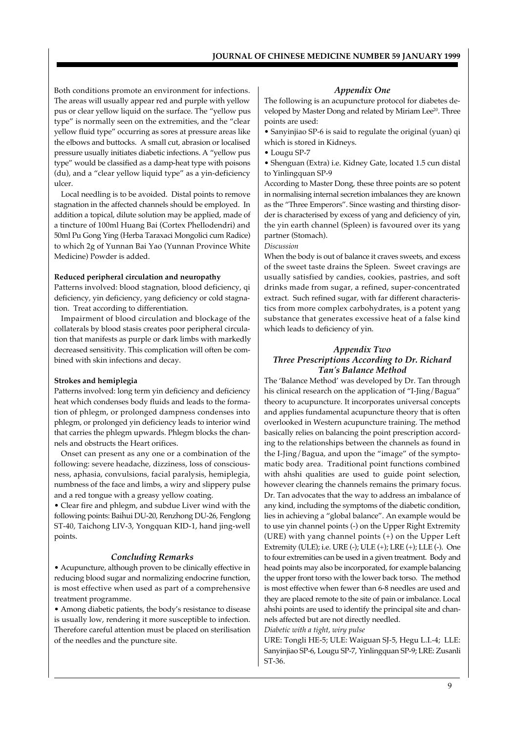Both conditions promote an environment for infections. The areas will usually appear red and purple with yellow pus or clear yellow liquid on the surface. The "yellow pus type" is normally seen on the extremities, and the "clear yellow fluid type" occurring as sores at pressure areas like the elbows and buttocks. A small cut, abrasion or localised pressure usually initiates diabetic infections. A "yellow pus type" would be classified as a damp-heat type with poisons (du), and a "clear yellow liquid type" as a yin-deficiency ulcer.

Local needling is to be avoided. Distal points to remove stagnation in the affected channels should be employed. In addition a topical, dilute solution may be applied, made of a tincture of 100ml Huang Bai (Cortex Phellodendri) and 50ml Pu Gong Ying (Herba Taraxaci Mongolici cum Radice) to which 2g of Yunnan Bai Yao (Yunnan Province White Medicine) Powder is added.

**Reduced peripheral circulation and neuropathy**

Patterns involved: blood stagnation, blood deficiency, qi deficiency, yin deficiency, yang deficiency or cold stagnation. Treat according to differentiation.

Impairment of blood circulation and blockage of the collaterals by blood stasis creates poor peripheral circulation that manifests as purple or dark limbs with markedly decreased sensitivity. This complication will often be combined with skin infections and decay.

**Strokes and hemiplegia**

Patterns involved: long term yin deficiency and deficiency heat which condenses body fluids and leads to the formation of phlegm, or prolonged dampness condenses into phlegm, or prolonged yin deficiency leads to interior wind that carries the phlegm upwards. Phlegm blocks the channels and obstructs the Heart orifices.

Onset can present as any one or a combination of the following: severe headache, dizziness, loss of consciousness, aphasia, convulsions, facial paralysis, hemiplegia, numbness of the face and limbs, a wiry and slippery pulse and a red tongue with a greasy yellow coating.

- Clear fire and phlegm, and subdue Liver wind with the following points: Baihui DU-20, Renzhong DU-26, Fenglong ST-40, Taichong LIV-3, Yongquan KID-1, hand jing-well points.

## *Concluding Remarks*

- Acupuncture, although proven to be clinically effective in reducing blood sugar and normalizing endocrine function, is most effective when used as part of a comprehensive treatment programme.
- Among diabetic patients, the body's resistance to disease is usually low, rendering it more susceptible to infection. Therefore careful attention must be placed on sterilisation of the needles and the puncture site.

## *Appendix One*

The following is an acupuncture protocol for diabetes developed by Master Dong and related by Miriam Lee[20]. Three points are used:

- Sanyinjiao SP-6 is said to regulate the original (yuan) qi which is stored in Kidneys.
- Lougu SP-7
- Shenguan (Extra) i.e. Kidney Gate, located 1.5 cun distal to Yinlingquan SP-9

According to Master Dong, these three points are so potent in normalising internal secretion imbalances they are known as the "Three Emperors". Since wasting and thirsting disorder is characterised by excess of yang and deficiency of yin, the yin earth channel (Spleen) is favoured over its yang partner (Stomach).

*Discussion*

When the body is out of balance it craves sweets, and excess of the sweet taste drains the Spleen. Sweet cravings are usually satisfied by candies, cookies, pastries, and soft drinks made from sugar, a refined, super-concentrated extract. Such refined sugar, with far different characteristics from more complex carbohydrates, is a potent yang substance that generates excessive heat of a false kind which leads to deficiency of yin.

## *Appendix Two*
## *Three Prescriptions According to Dr. Richard Tan's Balance Method*

The 'Balance Method' was developed by Dr. Tan through his clinical research on the application of "I-Jing/Bagua" theory to acupuncture. It incorporates universal concepts and applies fundamental acupuncture theory that is often overlooked in Western acupuncture training. The method basically relies on balancing the point prescription according to the relationships between the channels as found in the I-Jing/Bagua, and upon the "image" of the symptomatic body area. Traditional point functions combined with ahshi qualities are used to guide point selection, however clearing the channels remains the primary focus. Dr. Tan advocates that the way to address an imbalance of any kind, including the symptoms of the diabetic condition, lies in achieving a "global balance". An example would be to use yin channel points (-) on the Upper Right Extremity (URE) with yang channel points (+) on the Upper Left Extremity (ULE); i.e. URE (-); ULE (+); LRE (+); LLE (-). One to four extremities can be used in a given treatment. Body and head points may also be incorporated, for example balancing the upper front torso with the lower back torso. The method is most effective when fewer than 6-8 needles are used and they are placed remote to the site of pain or imbalance. Local ahshi points are used to identify the principal site and channels affected but are not directly needled.

*Diabetic with a tight, wiry pulse*

URE: Tongli HE-5; ULE: Waiguan SJ-5, Hegu L.I.-4; LLE: Sanyinjiao SP-6, Lougu SP-7, Yinlingquan SP-9; LRE: Zusanli ST-36.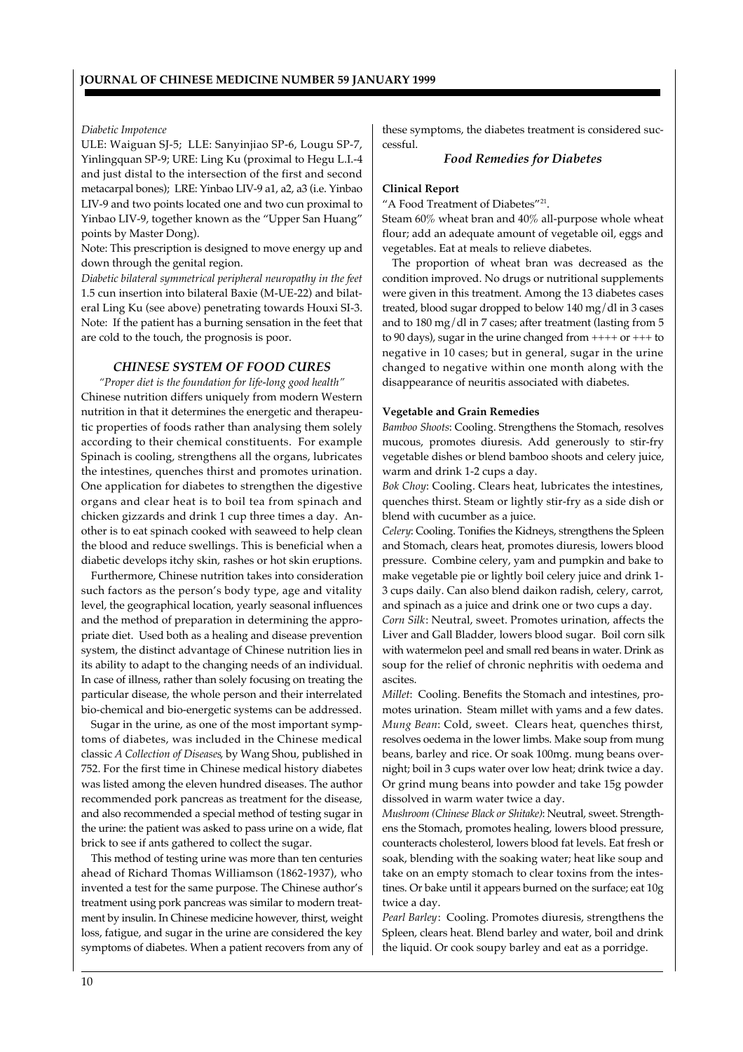*Diabetic Impotence*

ULE: Waiguan SJ-5; LLE: Sanyinjiao SP-6, Lougu SP-7, Yinlingquan SP-9; URE: Ling Ku (proximal to Hegu L.I.-4 and just distal to the intersection of the first and second metacarpal bones); LRE: Yinbao LIV-9 a1, a2, a3 (i.e. Yinbao LIV-9 and two points located one and two cun proximal to Yinbao LIV-9, together known as the "Upper San Huang" points by Master Dong).

Note: This prescription is designed to move energy up and down through the genital region.

*Diabetic bilateral symmetrical peripheral neuropathy in the feet*

1.5 cun insertion into bilateral Baxie (M-UE-22) and bilateral Ling Ku (see above) penetrating towards Houxi SI-3.

Note: If the patient has a burning sensation in the feet that are cold to the touch, the prognosis is poor.

## *CHINESE SYSTEM OF FOOD CURES*

*"Proper diet is the foundation for life-long good health"*

Chinese nutrition differs uniquely from modern Western nutrition in that it determines the energetic and therapeutic properties of foods rather than analysing them solely according to their chemical constituents. For example Spinach is cooling, strengthens all the organs, lubricates the intestines, quenches thirst and promotes urination. One application for diabetes to strengthen the digestive organs and clear heat is to boil tea from spinach and chicken gizzards and drink 1 cup three times a day. Another is to eat spinach cooked with seaweed to help clean the blood and reduce swellings. This is beneficial when a diabetic develops itchy skin, rashes or hot skin eruptions.

Furthermore, Chinese nutrition takes into consideration such factors as the person's body type, age and vitality level, the geographical location, yearly seasonal influences and the method of preparation in determining the appropriate diet. Used both as a healing and disease prevention system, the distinct advantage of Chinese nutrition lies in its ability to adapt to the changing needs of an individual. In case of illness, rather than solely focusing on treating the particular disease, the whole person and their interrelated bio-chemical and bio-energetic systems can be addressed.

Sugar in the urine, as one of the most important symptoms of diabetes, was included in the Chinese medical classic *A Collection of Diseases*, by Wang Shou, published in 752. For the first time in Chinese medical history diabetes was listed among the eleven hundred diseases. The author recommended pork pancreas as treatment for the disease, and also recommended a special method of testing sugar in the urine: the patient was asked to pass urine on a wide, flat brick to see if ants gathered to collect the sugar.

This method of testing urine was more than ten centuries ahead of Richard Thomas Williamson (1862-1937), who invented a test for the same purpose. The Chinese author's treatment using pork pancreas was similar to modern treatment by insulin. In Chinese medicine however, thirst, weight loss, fatigue, and sugar in the urine are considered the key symptoms of diabetes. When a patient recovers from any of these symptoms, the diabetes treatment is considered successful.

### *Food Remedies for Diabetes*

**Clinical Report**

"A Food Treatment of Diabetes"[21].

Steam 60% wheat bran and 40% all-purpose whole wheat flour; add an adequate amount of vegetable oil, eggs and vegetables. Eat at meals to relieve diabetes.

The proportion of wheat bran was decreased as the condition improved. No drugs or nutritional supplements were given in this treatment. Among the 13 diabetes cases treated, blood sugar dropped to below 140 mg/dl in 3 cases and to 180 mg/dl in 7 cases; after treatment (lasting from 5 to 90 days), sugar in the urine changed from ++++ or +++ to negative in 10 cases; but in general, sugar in the urine changed to negative within one month along with the disappearance of neuritis associated with diabetes.

**Vegetable and Grain Remedies**

*Bamboo Shoots*: Cooling. Strengthens the Stomach, resolves mucous, promotes diuresis. Add generously to stir-fry vegetable dishes or blend bamboo shoots and celery juice, warm and drink 1-2 cups a day.

*Bok Choy*: Cooling. Clears heat, lubricates the intestines, quenches thirst. Steam or lightly stir-fry as a side dish or blend with cucumber as a juice.

*Celery*: Cooling. Tonifies the Kidneys, strengthens the Spleen and Stomach, clears heat, promotes diuresis, lowers blood pressure. Combine celery, yam and pumpkin and bake to make vegetable pie or lightly boil celery juice and drink 1-3 cups daily. Can also blend daikon radish, celery, carrot, and spinach as a juice and drink one or two cups a day.

*Corn Silk*: Neutral, sweet. Promotes urination, affects the Liver and Gall Bladder, lowers blood sugar. Boil corn silk with watermelon peel and small red beans in water. Drink as soup for the relief of chronic nephritis with oedema and ascites.

*Millet*: Cooling. Benefits the Stomach and intestines, promotes urination. Steam millet with yams and a few dates.

*Mung Bean*: Cold, sweet. Clears heat, quenches thirst, resolves oedema in the lower limbs. Make soup from mung beans, barley and rice. Or soak 100mg. mung beans overnight; boil in 3 cups water over low heat; drink twice a day. Or grind mung beans into powder and take 15g powder dissolved in warm water twice a day.

*Mushroom (Chinese Black or Shitake)*: Neutral, sweet. Strengthens the Stomach, promotes healing, lowers blood pressure, counteracts cholesterol, lowers blood fat levels. Eat fresh or soak, blending with the soaking water; heat like soup and take on an empty stomach to clear toxins from the intestines. Or bake until it appears burned on the surface; eat 10g twice a day.

*Pearl Barley*: Cooling. Promotes diuresis, strengthens the Spleen, clears heat. Blend barley and water, boil and drink the liquid. Or cook soupy barley and eat as a porridge.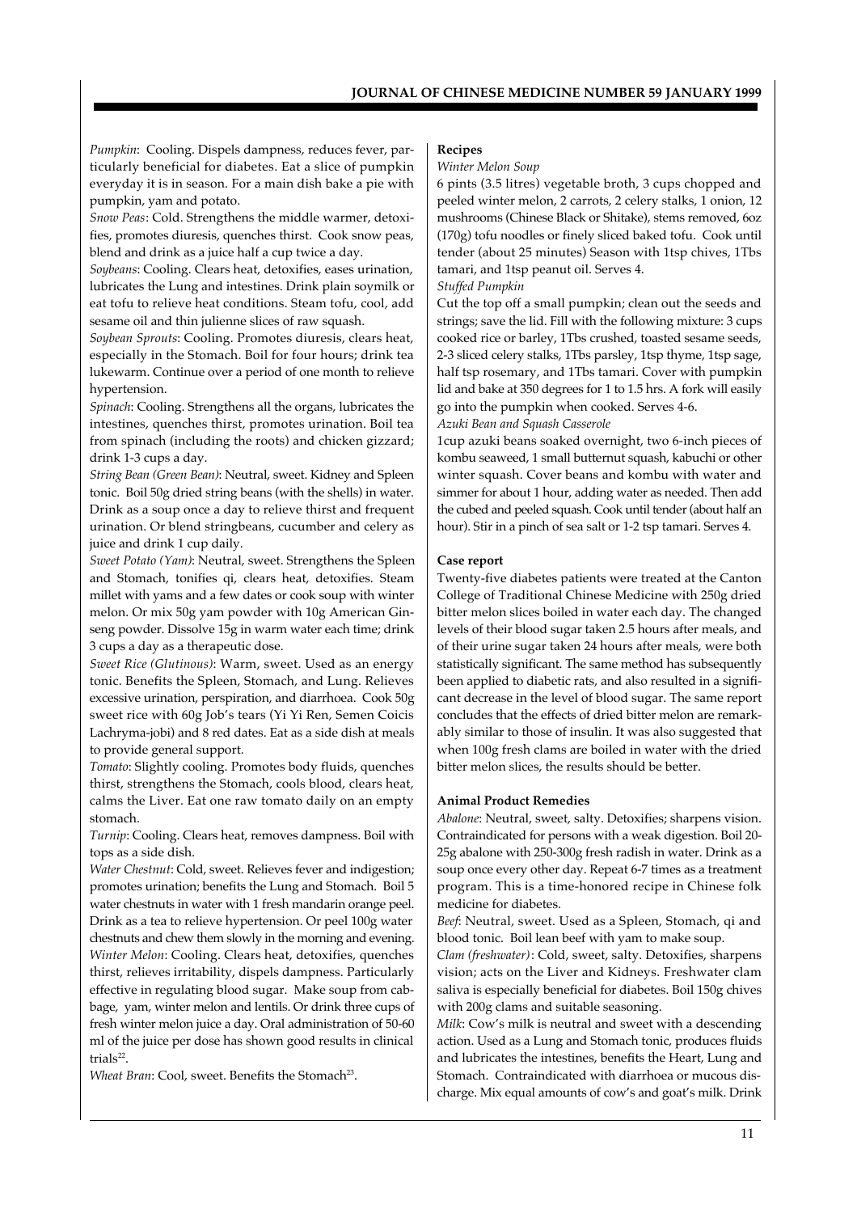*Pumpkin*: Cooling. Dispels dampness, reduces fever, particularly beneficial for diabetes. Eat a slice of pumpkin everyday it is in season. For a main dish bake a pie with pumpkin, yam and potato.

*Snow Peas*: Cold. Strengthens the middle warmer, detoxifies, promotes diuresis, quenches thirst. Cook snow peas, blend and drink as a juice half a cup twice a day.

*Soybeans*: Cooling. Clears heat, detoxifies, eases urination, lubricates the Lung and intestines. Drink plain soymilk or eat tofu to relieve heat conditions. Steam tofu, cool, add sesame oil and thin julienne slices of raw squash.

*Soybean Sprouts*: Cooling. Promotes diuresis, clears heat, especially in the Stomach. Boil for four hours; drink tea lukewarm. Continue over a period of one month to relieve hypertension.

*Spinach*: Cooling. Strengthens all the organs, lubricates the intestines, quenches thirst, promotes urination. Boil tea from spinach (including the roots) and chicken gizzard; drink 1-3 cups a day.

*String Bean (Green Bean)*: Neutral, sweet. Kidney and Spleen tonic. Boil 50g dried string beans (with the shells) in water. Drink as a soup once a day to relieve thirst and frequent urination. Or blend stringbeans, cucumber and celery as juice and drink 1 cup daily.

*Sweet Potato (Yam)*: Neutral, sweet. Strengthens the Spleen and Stomach, tonifies qi, clears heat, detoxifies. Steam millet with yams and a few dates or cook soup with winter melon. Or mix 50g yam powder with 10g American Ginseng powder. Dissolve 15g in warm water each time; drink 3 cups a day as a therapeutic dose.

*Sweet Rice (Glutinous)*: Warm, sweet. Used as an energy tonic. Benefits the Spleen, Stomach, and Lung. Relieves excessive urination, perspiration, and diarrhoea. Cook 50g sweet rice with 60g Job's tears (Yi Yi Ren, Semen Coicis Lachryma-jobi) and 8 red dates. Eat as a side dish at meals to provide general support.

*Tomato*: Slightly cooling. Promotes body fluids, quenches thirst, strengthens the Stomach, cools blood, clears heat, calms the Liver. Eat one raw tomato daily on an empty stomach.

*Turnip*: Cooling. Clears heat, removes dampness. Boil with tops as a side dish.

*Water Chestnut*: Cold, sweet. Relieves fever and indigestion; promotes urination; benefits the Lung and Stomach. Boil 5 water chestnuts in water with 1 fresh mandarin orange peel. Drink as a tea to relieve hypertension. Or peel 100g water chestnuts and chew them slowly in the morning and evening.

*Winter Melon*: Cooling. Clears heat, detoxifies, quenches thirst, relieves irritability, dispels dampness. Particularly effective in regulating blood sugar. Make soup from cabbage, yam, winter melon and lentils. Or drink three cups of fresh winter melon juice a day. Oral administration of 50-60 ml of the juice per dose has shown good results in clinical trials[22].

*Wheat Bran*: Cool, sweet. Benefits the Stomach[23].

**Recipes**

*Winter Melon Soup*

6 pints (3.5 litres) vegetable broth, 3 cups chopped and peeled winter melon, 2 carrots, 2 celery stalks, 1 onion, 12 mushrooms (Chinese Black or Shitake), stems removed, 6oz (170g) tofu noodles or finely sliced baked tofu. Cook until tender (about 25 minutes) Season with 1tsp chives, 1Tbs tamari, and 1tsp peanut oil. Serves 4.

*Stuffed Pumpkin*

Cut the top off a small pumpkin; clean out the seeds and strings; save the lid. Fill with the following mixture: 3 cups cooked rice or barley, 1Tbs crushed, toasted sesame seeds, 2-3 sliced celery stalks, 1Tbs parsley, 1tsp thyme, 1tsp sage, half tsp rosemary, and 1Tbs tamari. Cover with pumpkin lid and bake at 350 degrees for 1 to 1.5 hrs. A fork will easily go into the pumpkin when cooked. Serves 4-6.

*Azuki Bean and Squash Casserole*

1cup azuki beans soaked overnight, two 6-inch pieces of kombu seaweed, 1 small butternut squash, kabuchi or other winter squash. Cover beans and kombu with water and simmer for about 1 hour, adding water as needed. Then add the cubed and peeled squash. Cook until tender (about half an hour). Stir in a pinch of sea salt or 1-2 tsp tamari. Serves 4.

**Case report**

Twenty-five diabetes patients were treated at the Canton College of Traditional Chinese Medicine with 250g dried bitter melon slices boiled in water each day. The changed levels of their blood sugar taken 2.5 hours after meals, and of their urine sugar taken 24 hours after meals, were both statistically significant. The same method has subsequently been applied to diabetic rats, and also resulted in a significant decrease in the level of blood sugar. The same report concludes that the effects of dried bitter melon are remarkably similar to those of insulin. It was also suggested that when 100g fresh clams are boiled in water with the dried bitter melon slices, the results should be better.

**Animal Product Remedies**

*Abalone*: Neutral, sweet, salty. Detoxifies; sharpens vision. Contraindicated for persons with a weak digestion. Boil 20-25g abalone with 250-300g fresh radish in water. Drink as a soup once every other day. Repeat 6-7 times as a treatment program. This is a time-honored recipe in Chinese folk medicine for diabetes.

*Beef*: Neutral, sweet. Used as a Spleen, Stomach, qi and blood tonic. Boil lean beef with yam to make soup.

*Clam (freshwater)*: Cold, sweet, salty. Detoxifies, sharpens vision; acts on the Liver and Kidneys. Freshwater clam saliva is especially beneficial for diabetes. Boil 150g chives with 200g clams and suitable seasoning.

*Milk*: Cow's milk is neutral and sweet with a descending action. Used as a Lung and Stomach tonic, produces fluids and lubricates the intestines, benefits the Heart, Lung and Stomach. Contraindicated with diarrhoea or mucous discharge. Mix equal amounts of cow's and goat's milk. Drink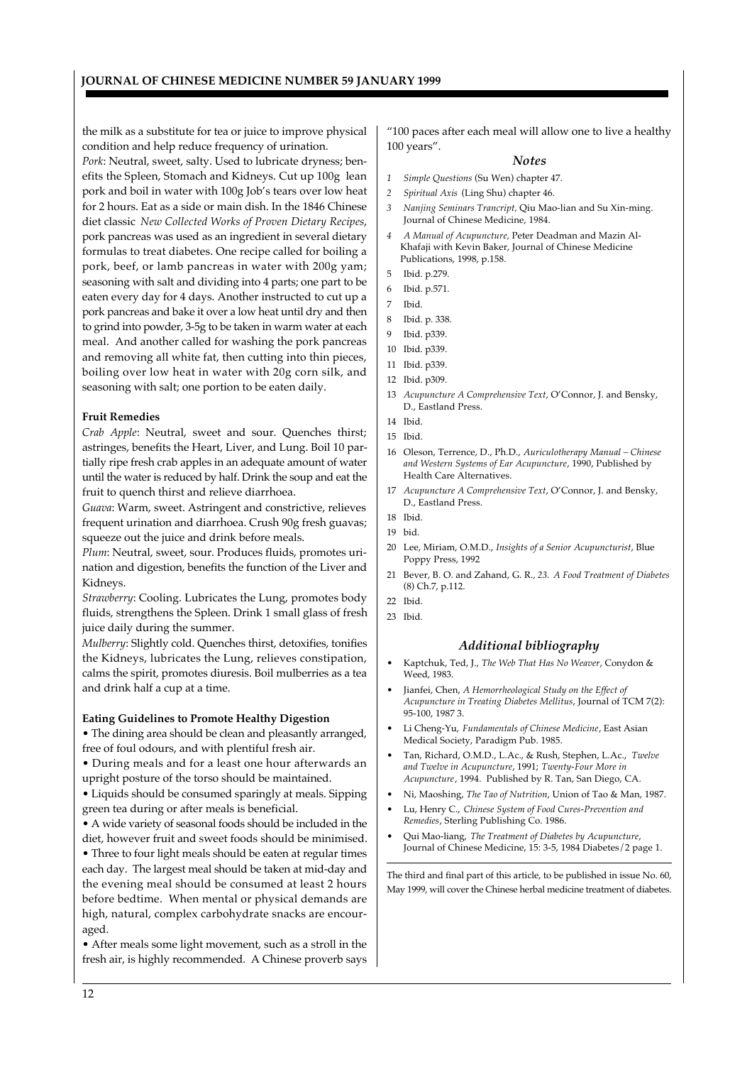the milk as a substitute for tea or juice to improve physical condition and help reduce frequency of urination.

*Pork*: Neutral, sweet, salty. Used to lubricate dryness; benefits the Spleen, Stomach and Kidneys. Cut up 100g lean pork and boil in water with 100g Job's tears over low heat for 2 hours. Eat as a side or main dish. In the 1846 Chinese diet classic *New Collected Works of Proven Dietary Recipes*, pork pancreas was used as an ingredient in several dietary formulas to treat diabetes. One recipe called for boiling a pork, beef, or lamb pancreas in water with 200g yam; seasoning with salt and dividing into 4 parts; one part to be eaten every day for 4 days. Another instructed to cut up a pork pancreas and bake it over a low heat until dry and then to grind into powder, 3-5g to be taken in warm water at each meal. And another called for washing the pork pancreas and removing all white fat, then cutting into thin pieces, boiling over low heat in water with 20g corn silk, and seasoning with salt; one portion to be eaten daily.

**Fruit Remedies**

*Crab Apple*: Neutral, sweet and sour. Quenches thirst; astringes, benefits the Heart, Liver, and Lung. Boil 10 partially ripe fresh crab apples in an adequate amount of water until the water is reduced by half. Drink the soup and eat the fruit to quench thirst and relieve diarrhoea.

*Guava*: Warm, sweet. Astringent and constrictive, relieves frequent urination and diarrhoea. Crush 90g fresh guavas; squeeze out the juice and drink before meals.

*Plum*: Neutral, sweet, sour. Produces fluids, promotes urination and digestion, benefits the function of the Liver and Kidneys.

*Strawberry*: Cooling. Lubricates the Lung, promotes body fluids, strengthens the Spleen. Drink 1 small glass of fresh juice daily during the summer.

*Mulberry*: Slightly cold. Quenches thirst, detoxifies, tonifies the Kidneys, lubricates the Lung, relieves constipation, calms the spirit, promotes diuresis. Boil mulberries as a tea and drink half a cup at a time.

**Eating Guidelines to Promote Healthy Digestion**

- The dining area should be clean and pleasantly arranged, free of foul odours, and with plentiful fresh air.
- During meals and for a least one hour afterwards an upright posture of the torso should be maintained.
- Liquids should be consumed sparingly at meals. Sipping green tea during or after meals is beneficial.
- A wide variety of seasonal foods should be included in the diet, however fruit and sweet foods should be minimised.
- Three to four light meals should be eaten at regular times each day. The largest meal should be taken at mid-day and the evening meal should be consumed at least 2 hours before bedtime. When mental or physical demands are high, natural, complex carbohydrate snacks are encouraged.
- After meals some light movement, such as a stroll in the fresh air, is highly recommended. A Chinese proverb says "100 paces after each meal will allow one to live a healthy 100 years".

### *Notes*

1. *Simple Questions* (Su Wen) chapter 47.
2. *Spiritual Axis* (Ling Shu) chapter 46.
3. *Nanjing Seminars Trancript*, Qiu Mao-lian and Su Xin-ming. Journal of Chinese Medicine, 1984.
4. *A Manual of Acupuncture*, Peter Deadman and Mazin Al-Khafaji with Kevin Baker, Journal of Chinese Medicine Publications, 1998, p.158.
5. Ibid. p.279.
6. Ibid. p.571.
7. Ibid.
8. Ibid. p. 338.
9. Ibid. p339.
10. Ibid. p339.
11. Ibid. p339.
12. Ibid. p309.
13. *Acupuncture A Comprehensive Text*, O'Connor, J. and Bensky, D., Eastland Press.
14. Ibid.
15. Ibid.
16. Oleson, Terrence, D., Ph.D., *Auriculotherapy Manual – Chinese and Western Systems of Ear Acupuncture*, 1990, Published by Health Care Alternatives.
17. *Acupuncture A Comprehensive Text*, O'Connor, J. and Bensky, D., Eastland Press.
18. Ibid.
19. bid.
20. Lee, Miriam, O.M.D., *Insights of a Senior Acupuncturist*, Blue Poppy Press, 1992
21. Bever, B. O. and Zahand, G. R., *23. A Food Treatment of Diabetes* (8) Ch.7, p.112.
22. Ibid.
23. Ibid.

### *Additional bibliography*

- Kaptchuk, Ted, J., *The Web That Has No Weaver*, Conydon & Weed, 1983.
- Jianfei, Chen, *A Hemorrheological Study on the Effect of Acupuncture in Treating Diabetes Mellitus*, Journal of TCM 7(2): 95-100, 1987 3.
- Li Cheng-Yu, *Fundamentals of Chinese Medicine*, East Asian Medical Society, Paradigm Pub. 1985.
- Tan, Richard, O.M.D., L.Ac., & Rush, Stephen, L.Ac., *Twelve and Twelve in Acupuncture*, 1991; *Twenty-Four More in Acupuncture*, 1994. Published by R. Tan, San Diego, CA.
- Ni, Maoshing, *The Tao of Nutrition*, Union of Tao & Man, 1987.
- Lu, Henry C., *Chinese System of Food Cures-Prevention and Remedies*, Sterling Publishing Co. 1986.
- Qui Mao-liang, *The Treatment of Diabetes by Acupuncture*, Journal of Chinese Medicine, 15: 3-5, 1984 Diabetes/2 page 1.

The third and final part of this article, to be published in issue No. 60, May 1999, will cover the Chinese herbal medicine treatment of diabetes.